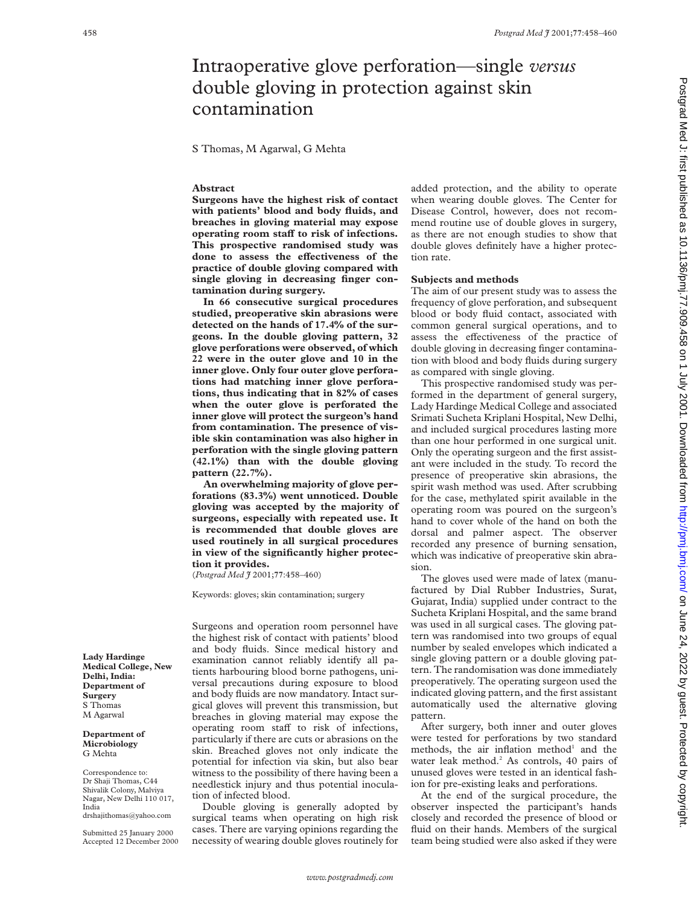# Intraoperative glove perforation—single *versus* double gloving in protection against skin contamination

S Thomas, M Agarwal, G Mehta

**Lady Hardinge Medical College, New Delhi, India: Department of Surgery**
S Thomas
M Agarwal

**Department of Microbiology**
G Mehta

Correspondence to: Dr Shaji Thomas, C44 Shivalik Colony, Malviya Nagar, New Delhi 110 017, India
drshajithomas@yahoo.com

Submitted 25 January 2000
Accepted 12 December 2000

## Abstract

**Surgeons have the highest risk of contact with patients' blood and body fluids, and breaches in gloving material may expose operating room staff to risk of infections. This prospective randomised study was done to assess the effectiveness of the practice of double gloving compared with single gloving in decreasing finger contamination during surgery.**

**In 66 consecutive surgical procedures studied, preoperative skin abrasions were detected on the hands of 17.4% of the surgeons. In the double gloving pattern, 32 glove perforations were observed, of which 22 were in the outer glove and 10 in the inner glove. Only four outer glove perforations had matching inner glove perforations, thus indicating that in 82% of cases when the outer glove is perforated the inner glove will protect the surgeon's hand from contamination. The presence of visible skin contamination was also higher in perforation with the single gloving pattern (42.1%) than with the double gloving pattern (22.7%).**

**An overwhelming majority of glove perforations (83.3%) went unnoticed. Double gloving was accepted by the majority of surgeons, especially with repeated use. It is recommended that double gloves are used routinely in all surgical procedures in view of the significantly higher protection it provides.**

(*Postgrad Med J* 2001;77:458–460)

Keywords: gloves; skin contamination; surgery

Surgeons and operation room personnel have the highest risk of contact with patients' blood and body fluids. Since medical history and examination cannot reliably identify all patients harbouring blood borne pathogens, universal precautions during exposure to blood and body fluids are now mandatory. Intact surgical gloves will prevent this transmission, but breaches in gloving material may expose the operating room staff to risk of infections, particularly if there are cuts or abrasions on the skin. Breached gloves not only indicate the potential for infection via skin, but also bear witness to the possibility of there having been a needlestick injury and thus potential inoculation of infected blood.

Double gloving is generally adopted by surgical teams when operating on high risk cases. There are varying opinions regarding the necessity of wearing double gloves routinely for added protection, and the ability to operate when wearing double gloves. The Center for Disease Control, however, does not recommend routine use of double gloves in surgery, as there are not enough studies to show that double gloves definitely have a higher protection rate.

## Subjects and methods

The aim of our present study was to assess the frequency of glove perforation, and subsequent blood or body fluid contact, associated with common general surgical operations, and to assess the effectiveness of the practice of double gloving in decreasing finger contamination with blood and body fluids during surgery as compared with single gloving.

This prospective randomised study was performed in the department of general surgery, Lady Hardinge Medical College and associated Srimati Sucheta Kriplani Hospital, New Delhi, and included surgical procedures lasting more than one hour performed in one surgical unit. Only the operating surgeon and the first assistant were included in the study. To record the presence of preoperative skin abrasions, the spirit wash method was used. After scrubbing for the case, methylated spirit available in the operating room was poured on the surgeon's hand to cover whole of the hand on both the dorsal and palmer aspect. The observer recorded any presence of burning sensation, which was indicative of preoperative skin abrasion.

The gloves used were made of latex (manufactured by Dial Rubber Industries, Surat, Gujarat, India) supplied under contract to the Sucheta Kriplani Hospital, and the same brand was used in all surgical cases. The gloving pattern was randomised into two groups of equal number by sealed envelopes which indicated a single gloving pattern or a double gloving pattern. The randomisation was done immediately preoperatively. The operating surgeon used the indicated gloving pattern, and the first assistant automatically used the alternative gloving pattern.

After surgery, both inner and outer gloves were tested for perforations by two standard methods, the air inflation method[1] and the water leak method.[2] As controls, 40 pairs of unused gloves were tested in an identical fashion for pre-existing leaks and perforations.

At the end of the surgical procedure, the observer inspected the participant's hands closely and recorded the presence of blood or fluid on their hands. Members of the surgical team being studied were also asked if they were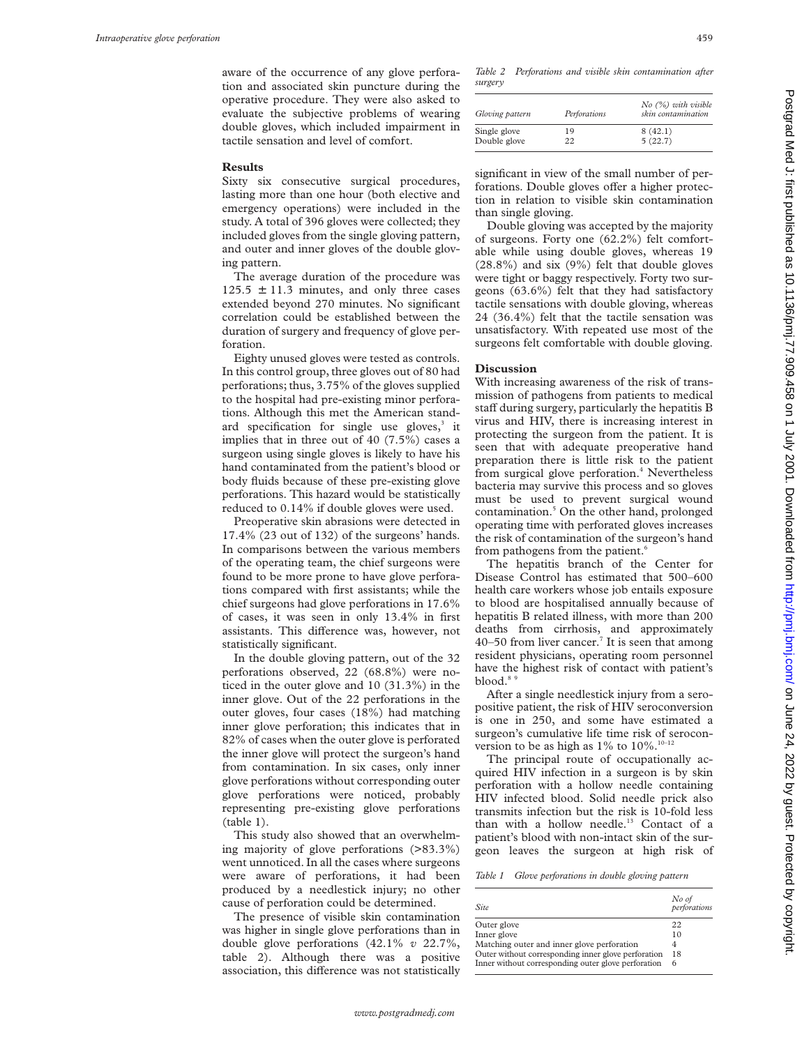aware of the occurrence of any glove perforation and associated skin puncture during the operative procedure. They were also asked to evaluate the subjective problems of wearing double gloves, which included impairment in tactile sensation and level of comfort.

## Results

Sixty six consecutive surgical procedures, lasting more than one hour (both elective and emergency operations) were included in the study. A total of 396 gloves were collected; they included gloves from the single gloving pattern, and outer and inner gloves of the double gloving pattern.

The average duration of the procedure was 125.5 ± 11.3 minutes, and only three cases extended beyond 270 minutes. No significant correlation could be established between the duration of surgery and frequency of glove perforation.

Eighty unused gloves were tested as controls. In this control group, three gloves out of 80 had perforations; thus, 3.75% of the gloves supplied to the hospital had pre-existing minor perforations. Although this met the American standard specification for single use gloves,[3] it implies that in three out of 40 (7.5%) cases a surgeon using single gloves is likely to have his hand contaminated from the patient's blood or body fluids because of these pre-existing glove perforations. This hazard would be statistically reduced to 0.14% if double gloves were used.

Preoperative skin abrasions were detected in 17.4% (23 out of 132) of the surgeons' hands. In comparisons between the various members of the operating team, the chief surgeons were found to be more prone to have glove perforations compared with first assistants; while the chief surgeons had glove perforations in 17.6% of cases, it was seen in only 13.4% in first assistants. This difference was, however, not statistically significant.

In the double gloving pattern, out of the 32 perforations observed, 22 (68.8%) were noticed in the outer glove and 10 (31.3%) in the inner glove. Out of the 22 perforations in the outer gloves, four cases (18%) had matching inner glove perforation; this indicates that in 82% of cases when the outer glove is perforated the inner glove will protect the surgeon's hand from contamination. In six cases, only inner glove perforations without corresponding outer glove perforations were noticed, probably representing pre-existing glove perforations (table 1).

This study also showed that an overwhelming majority of glove perforations (>83.3%) went unnoticed. In all the cases where surgeons were aware of perforations, it had been produced by a needlestick injury; no other cause of perforation could be determined.

The presence of visible skin contamination was higher in single glove perforations than in double glove perforations (42.1% *v* 22.7%, table 2). Although there was a positive association, this difference was not statistically significant in view of the small number of perforations. Double gloves offer a higher protection in relation to visible skin contamination than single gloving.

*Table 2 Perforations and visible skin contamination after surgery*

| Gloving pattern | Perforations | No (%) with visible skin contamination |
|---|---|---|
| Single glove | 19 | 8 (42.1) |
| Double glove | 22 | 5 (22.7) |

Double gloving was accepted by the majority of surgeons. Forty one (62.2%) felt comfortable while using double gloves, whereas 19 (28.8%) and six (9%) felt that double gloves were tight or baggy respectively. Forty two surgeons (63.6%) felt that they had satisfactory tactile sensations with double gloving, whereas 24 (36.4%) felt that the tactile sensation was unsatisfactory. With repeated use most of the surgeons felt comfortable with double gloving.

## Discussion

With increasing awareness of the risk of transmission of pathogens from patients to medical staff during surgery, particularly the hepatitis B virus and HIV, there is increasing interest in protecting the surgeon from the patient. It is seen that with adequate preoperative hand preparation there is little risk to the patient from surgical glove perforation.[4] Nevertheless bacteria may survive this process and so gloves must be used to prevent surgical wound contamination.[5] On the other hand, prolonged operating time with perforated gloves increases the risk of contamination of the surgeon's hand from pathogens from the patient.[6]

The hepatitis branch of the Center for Disease Control has estimated that 500–600 health care workers whose job entails exposure to blood are hospitalised annually because of hepatitis B related illness, with more than 200 deaths from cirrhosis, and approximately 40–50 from liver cancer.[7] It is seen that among resident physicians, operating room personnel have the highest risk of contact with patient's blood.[8 9]

After a single needlestick injury from a seropositive patient, the risk of HIV seroconversion is one in 250, and some have estimated a surgeon's cumulative life time risk of seroconversion to be as high as 1% to 10%.[10–12]

The principal route of occupationally acquired HIV infection in a surgeon is by skin perforation with a hollow needle containing HIV infected blood. Solid needle prick also transmits infection but the risk is 10-fold less than with a hollow needle.[13] Contact of a patient's blood with non-intact skin of the surgeon leaves the surgeon at high risk of

*Table 1 Glove perforations in double gloving pattern*

| Site | No of perforations |
|---|---|
| Outer glove | 22 |
| Inner glove | 10 |
| Matching outer and inner glove perforation | 4 |
| Outer without corresponding inner glove perforation | 18 |
| Inner without corresponding outer glove perforation | 6 |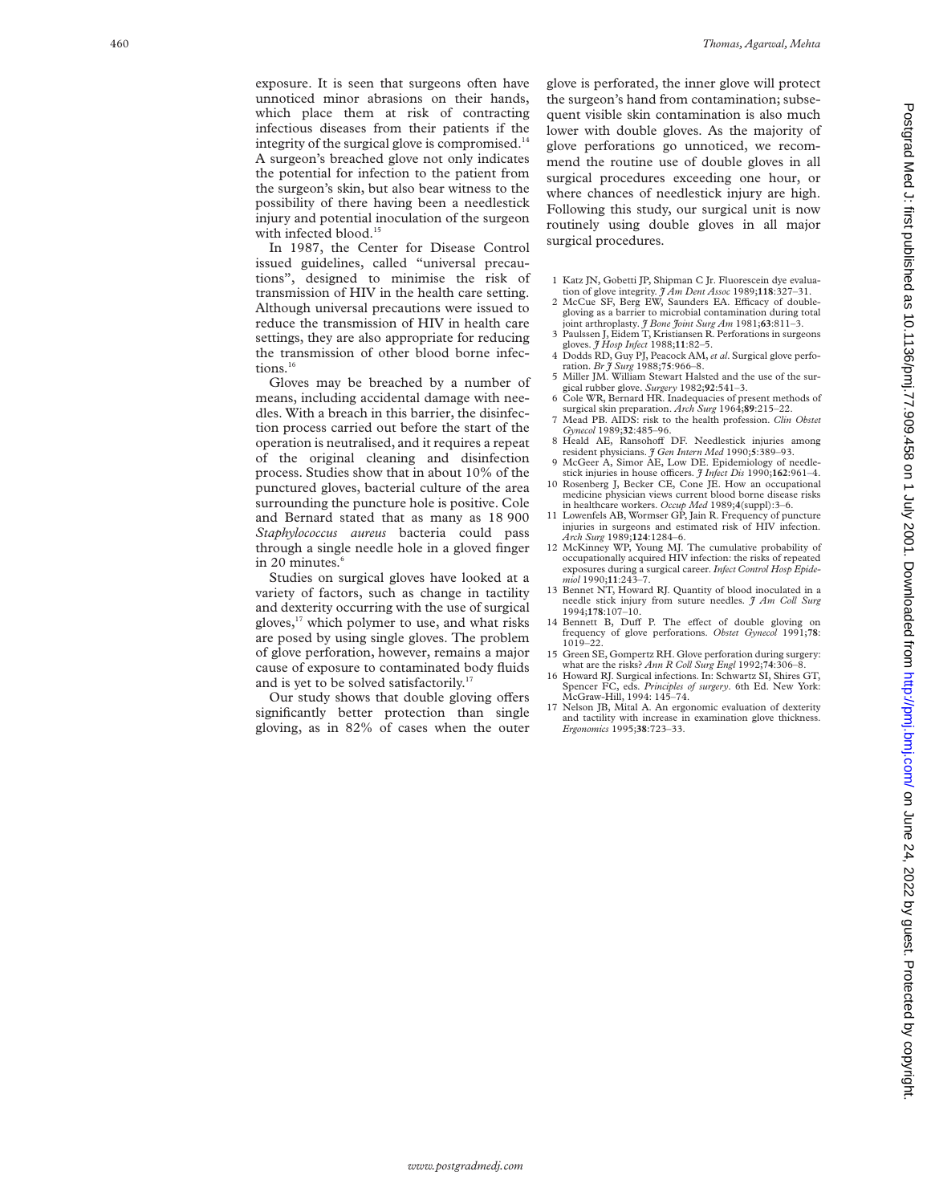exposure. It is seen that surgeons often have unnoticed minor abrasions on their hands, which place them at risk of contracting infectious diseases from their patients if the integrity of the surgical glove is compromised.[14] A surgeon's breached glove not only indicates the potential for infection to the patient from the surgeon's skin, but also bear witness to the possibility of there having been a needlestick injury and potential inoculation of the surgeon with infected blood.[15]

In 1987, the Center for Disease Control issued guidelines, called "universal precautions", designed to minimise the risk of transmission of HIV in the health care setting. Although universal precautions were issued to reduce the transmission of HIV in health care settings, they are also appropriate for reducing the transmission of other blood borne infections.[16]

Gloves may be breached by a number of means, including accidental damage with needles. With a breach in this barrier, the disinfection process carried out before the start of the operation is neutralised, and it requires a repeat of the original cleaning and disinfection process. Studies show that in about 10% of the punctured gloves, bacterial culture of the area surrounding the puncture hole is positive. Cole and Bernard stated that as many as 18 900 *Staphylococcus aureus* bacteria could pass through a single needle hole in a gloved finger in 20 minutes.[6]

Studies on surgical gloves have looked at a variety of factors, such as change in tactility and dexterity occurring with the use of surgical gloves,[17] which polymer to use, and what risks are posed by using single gloves. The problem of glove perforation, however, remains a major cause of exposure to contaminated body fluids and is yet to be solved satisfactorily.[17]

Our study shows that double gloving offers significantly better protection than single gloving, as in 82% of cases when the outer glove is perforated, the inner glove will protect the surgeon's hand from contamination; subsequent visible skin contamination is also much lower with double gloves. As the majority of glove perforations go unnoticed, we recommend the routine use of double gloves in all surgical procedures exceeding one hour, or where chances of needlestick injury are high. Following this study, our surgical unit is now routinely using double gloves in all major surgical procedures.

1 Katz JN, Gobetti JP, Shipman C Jr. Fluorescein dye evaluation of glove integrity. *J Am Dent Assoc* 1989;**118**:327–31.
2 McCue SF, Berg EW, Saunders EA. Efficacy of double-gloving as a barrier to microbial contamination during total joint arthroplasty. *J Bone Joint Surg Am* 1981;**63**:811–3.
3 Paulssen J, Eidem T, Kristiansen R. Perforations in surgeons gloves. *J Hosp Infect* 1988;**11**:82–5.
4 Dodds RD, Guy PJ, Peacock AM, *et al*. Surgical glove perforation. *Br J Surg* 1988;**75**:966–8.
5 Miller JM. William Stewart Halsted and the use of the surgical rubber glove. *Surgery* 1982;**92**:541–3.
6 Cole WR, Bernard HR. Inadequacies of present methods of surgical skin preparation. *Arch Surg* 1964;**89**:215–22.
7 Mead PB. AIDS: risk to the health profession. *Clin Obstet Gynecol* 1989;**32**:485–96.
8 Heald AE, Ransohoff DF. Needlestick injuries among resident physicians. *J Gen Intern Med* 1990;**5**:389–93.
9 McGeer A, Simor AE, Low DE. Epidemiology of needlestick injuries in house officers. *J Infect Dis* 1990;**162**:961–4.
10 Rosenberg J, Becker CE, Cone JE. How an occupational medicine physician views current blood borne disease risks in healthcare workers. *Occup Med* 1989;**4**(suppl):3–6.
11 Lowenfels AB, Wormser GP, Jain R. Frequency of puncture injuries in surgeons and estimated risk of HIV infection. *Arch Surg* 1989;**124**:1284–6.
12 McKinney WP, Young MJ. The cumulative probability of occupationally acquired HIV infection: the risks of repeated exposures during a surgical career. *Infect Control Hosp Epidemiol* 1990;**11**:243–7.
13 Bennet NT, Howard RJ. Quantity of blood inoculated in a needle stick injury from suture needles. *J Am Coll Surg* 1994;**178**:107–10.
14 Bennett B, Duff P. The effect of double gloving on frequency of glove perforations. *Obstet Gynecol* 1991;**78**: 1019–22.
15 Green SE, Gompertz RH. Glove perforation during surgery: what are the risks? *Ann R Coll Surg Engl* 1992;**74**:306–8.
16 Howard RJ. Surgical infections. In: Schwartz SI, Shires GT, Spencer FC, eds. *Principles of surgery*. 6th Ed. New York: McGraw-Hill, 1994: 145–74.
17 Nelson JB, Mital A. An ergonomic evaluation of dexterity and tactility with increase in examination glove thickness. *Ergonomics* 1995;**38**:723–33.